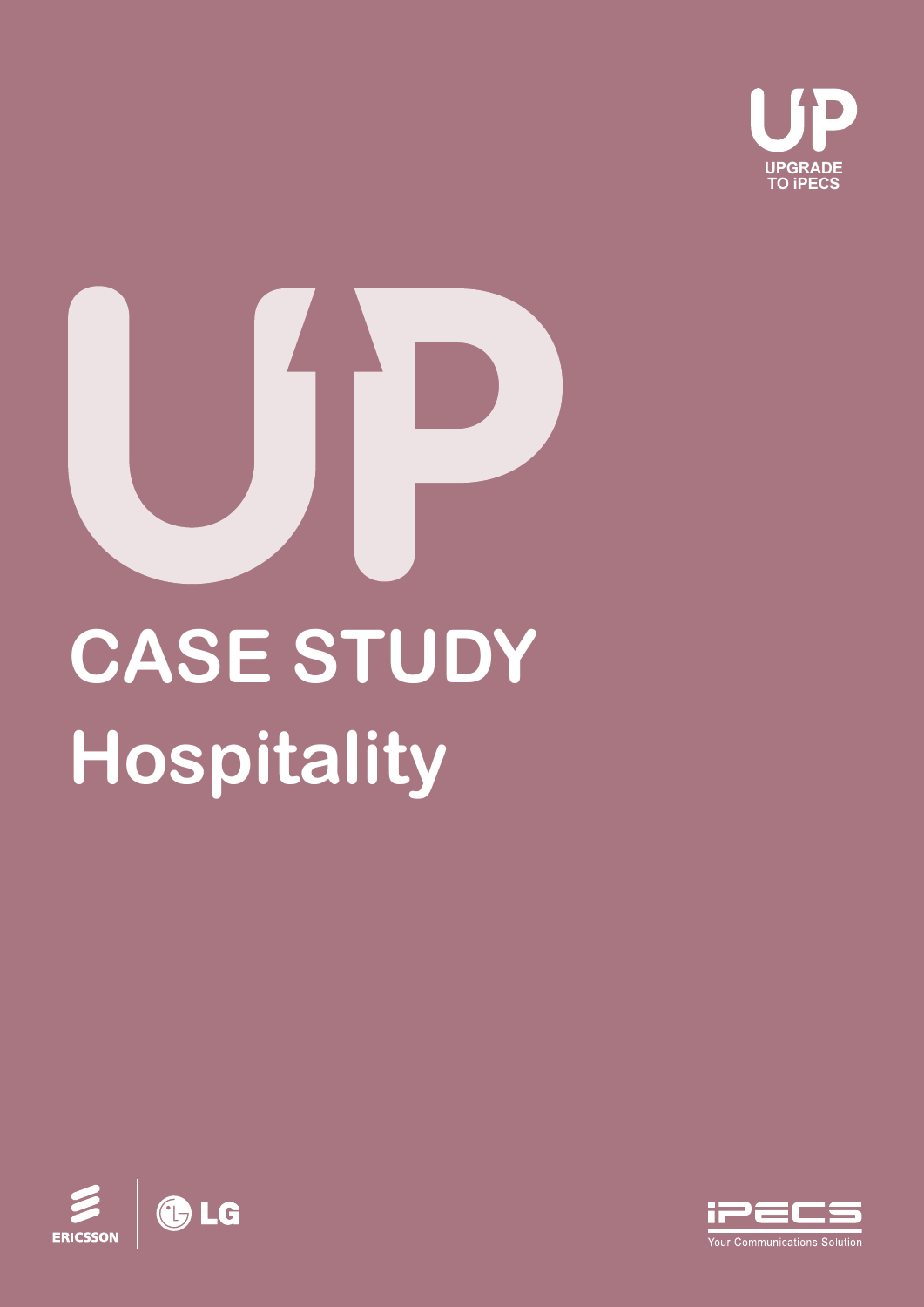UPGRADE TO iPECS

# CASE STUDY

## Hospitality

ERICSSON | LG

iPECS Your Communications Solution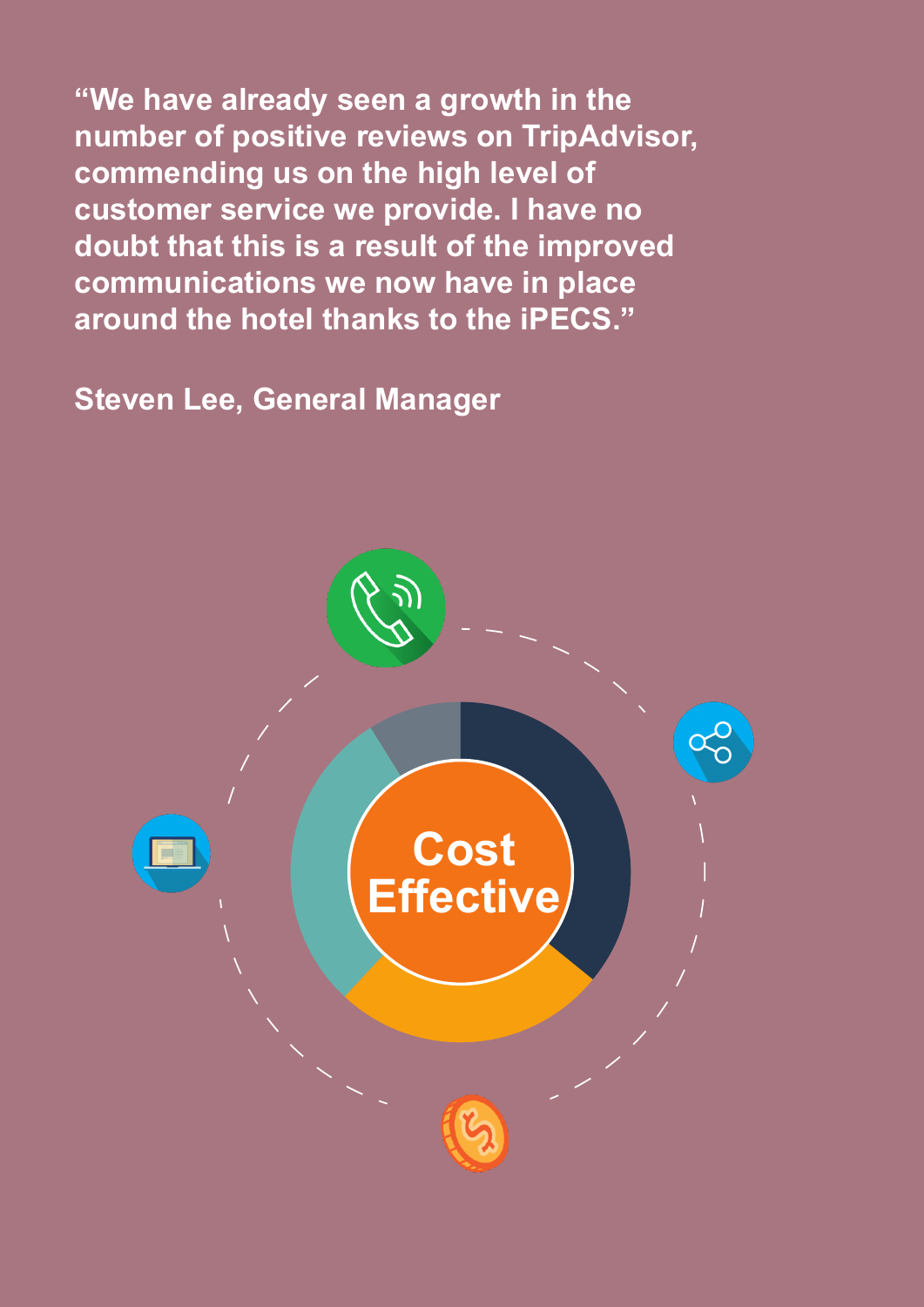**"We have already seen a growth in the number of positive reviews on TripAdvisor, commending us on the high level of customer service we provide. I have no doubt that this is a result of the improved communications we now have in place around the hotel thanks to the iPECS."**

**Steven Lee, General Manager**

**Cost Effective**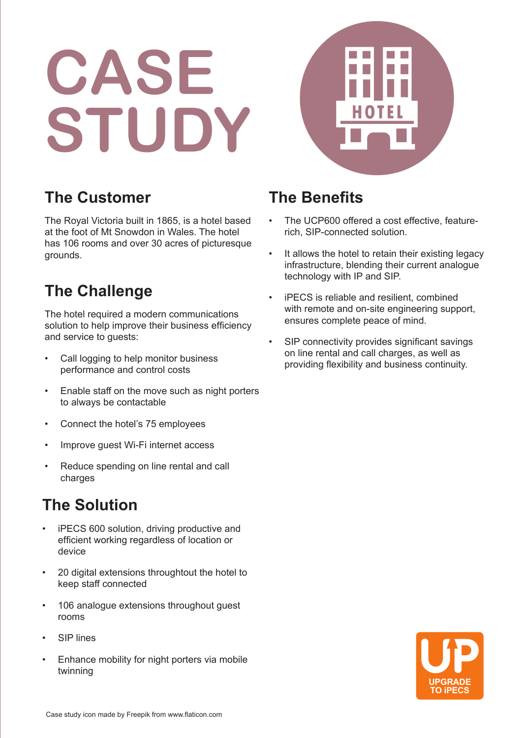# CASE STUDY

## The Customer

The Royal Victoria built in 1865, is a hotel based at the foot of Mt Snowdon in Wales. The hotel has 106 rooms and over 30 acres of picturesque grounds.

## The Challenge

The hotel required a modern communications solution to help improve their business efficiency and service to guests:

- Call logging to help monitor business performance and control costs
- Enable staff on the move such as night porters to always be contactable
- Connect the hotel's 75 employees
- Improve guest Wi-Fi internet access
- Reduce spending on line rental and call charges

## The Solution

- iPECS 600 solution, driving productive and efficient working regardless of location or device
- 20 digital extensions throughtout the hotel to keep staff connected
- 106 analogue extensions throughout guest rooms
- SIP lines
- Enhance mobility for night porters via mobile twinning

## The Benefits

- The UCP600 offered a cost effective, feature-rich, SIP-connected solution.
- It allows the hotel to retain their existing legacy infrastructure, blending their current analogue technology with IP and SIP.
- iPECS is reliable and resilient, combined with remote and on-site engineering support, ensures complete peace of mind.
- SIP connectivity provides significant savings on line rental and call charges, as well as providing flexibility and business continuity.

UPGRADE TO iPECS

Case study icon made by Freepik from www.flaticon.com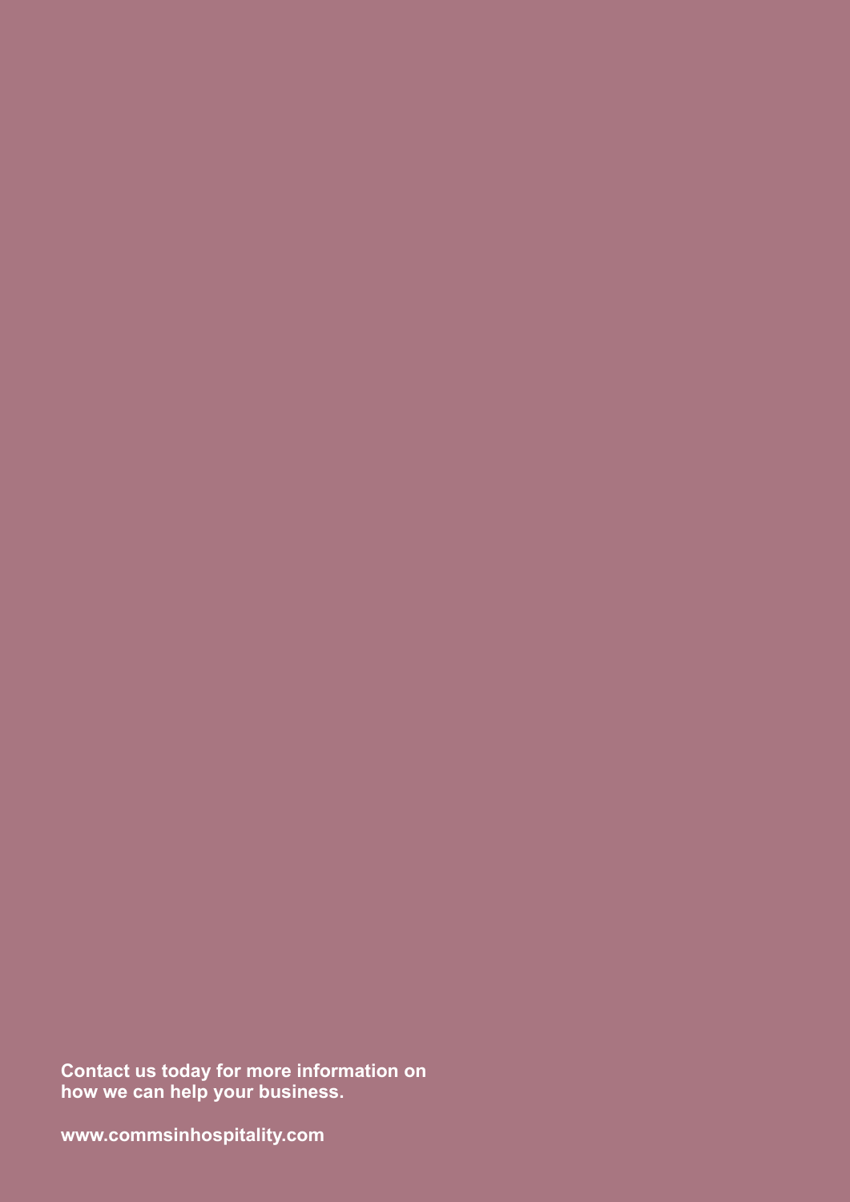**Contact us today for more information on how we can help your business.**

**www.commsinhospitality.com**